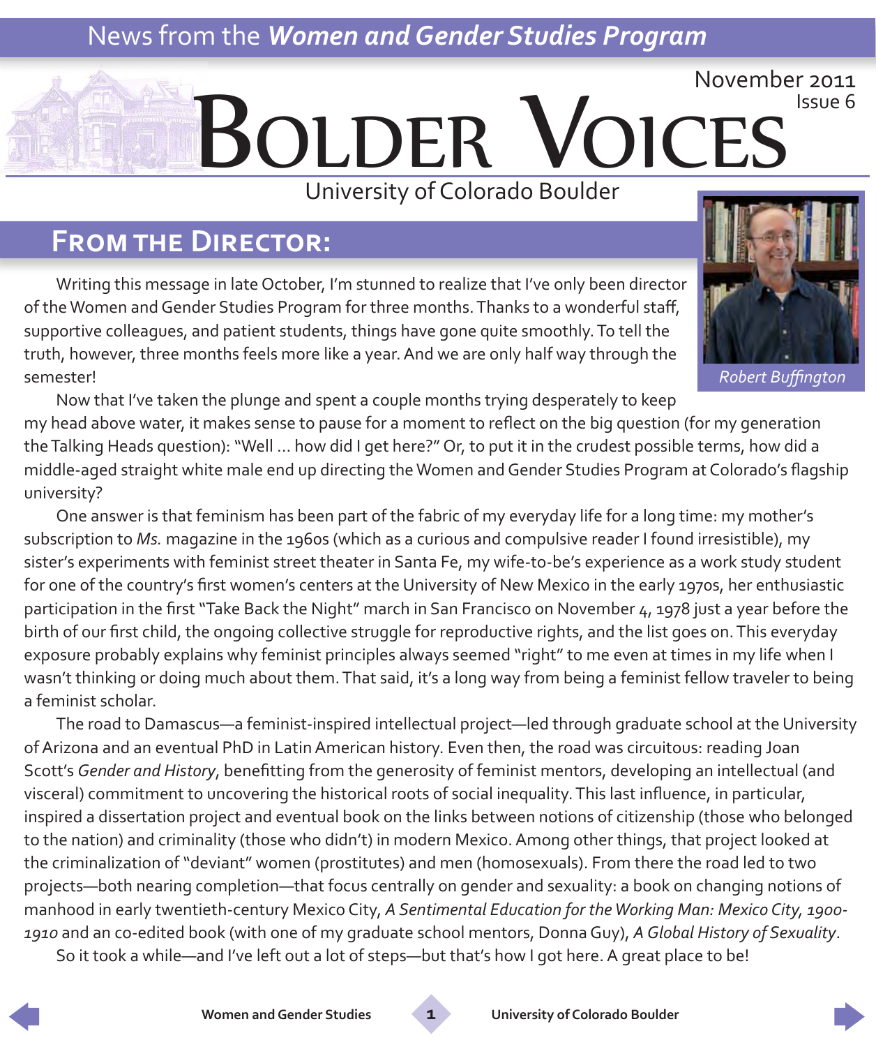News from the ***Women and Gender Studies Program***

November 2011
Issue 6

# Bolder Voices

University of Colorado Boulder

## From the Director:

*Robert Buffington*

Writing this message in late October, I'm stunned to realize that I've only been director of the Women and Gender Studies Program for three months. Thanks to a wonderful staff, supportive colleagues, and patient students, things have gone quite smoothly. To tell the truth, however, three months feels more like a year. And we are only half way through the semester!

Now that I've taken the plunge and spent a couple months trying desperately to keep my head above water, it makes sense to pause for a moment to reflect on the big question (for my generation the Talking Heads question): "Well … how did I get here?" Or, to put it in the crudest possible terms, how did a middle-aged straight white male end up directing the Women and Gender Studies Program at Colorado's flagship university?

One answer is that feminism has been part of the fabric of my everyday life for a long time: my mother's subscription to *Ms.* magazine in the 1960s (which as a curious and compulsive reader I found irresistible), my sister's experiments with feminist street theater in Santa Fe, my wife-to-be's experience as a work study student for one of the country's first women's centers at the University of New Mexico in the early 1970s, her enthusiastic participation in the first "Take Back the Night" march in San Francisco on November 4, 1978 just a year before the birth of our first child, the ongoing collective struggle for reproductive rights, and the list goes on. This everyday exposure probably explains why feminist principles always seemed "right" to me even at times in my life when I wasn't thinking or doing much about them. That said, it's a long way from being a feminist fellow traveler to being a feminist scholar.

The road to Damascus—a feminist-inspired intellectual project—led through graduate school at the University of Arizona and an eventual PhD in Latin American history. Even then, the road was circuitous: reading Joan Scott's *Gender and History*, benefitting from the generosity of feminist mentors, developing an intellectual (and visceral) commitment to uncovering the historical roots of social inequality. This last influence, in particular, inspired a dissertation project and eventual book on the links between notions of citizenship (those who belonged to the nation) and criminality (those who didn't) in modern Mexico. Among other things, that project looked at the criminalization of "deviant" women (prostitutes) and men (homosexuals). From there the road led to two projects—both nearing completion—that focus centrally on gender and sexuality: a book on changing notions of manhood in early twentieth-century Mexico City, *A Sentimental Education for the Working Man: Mexico City, 1900-1910* and an co-edited book (with one of my graduate school mentors, Donna Guy), *A Global History of Sexuality*.

So it took a while—and I've left out a lot of steps—but that's how I got here. A great place to be!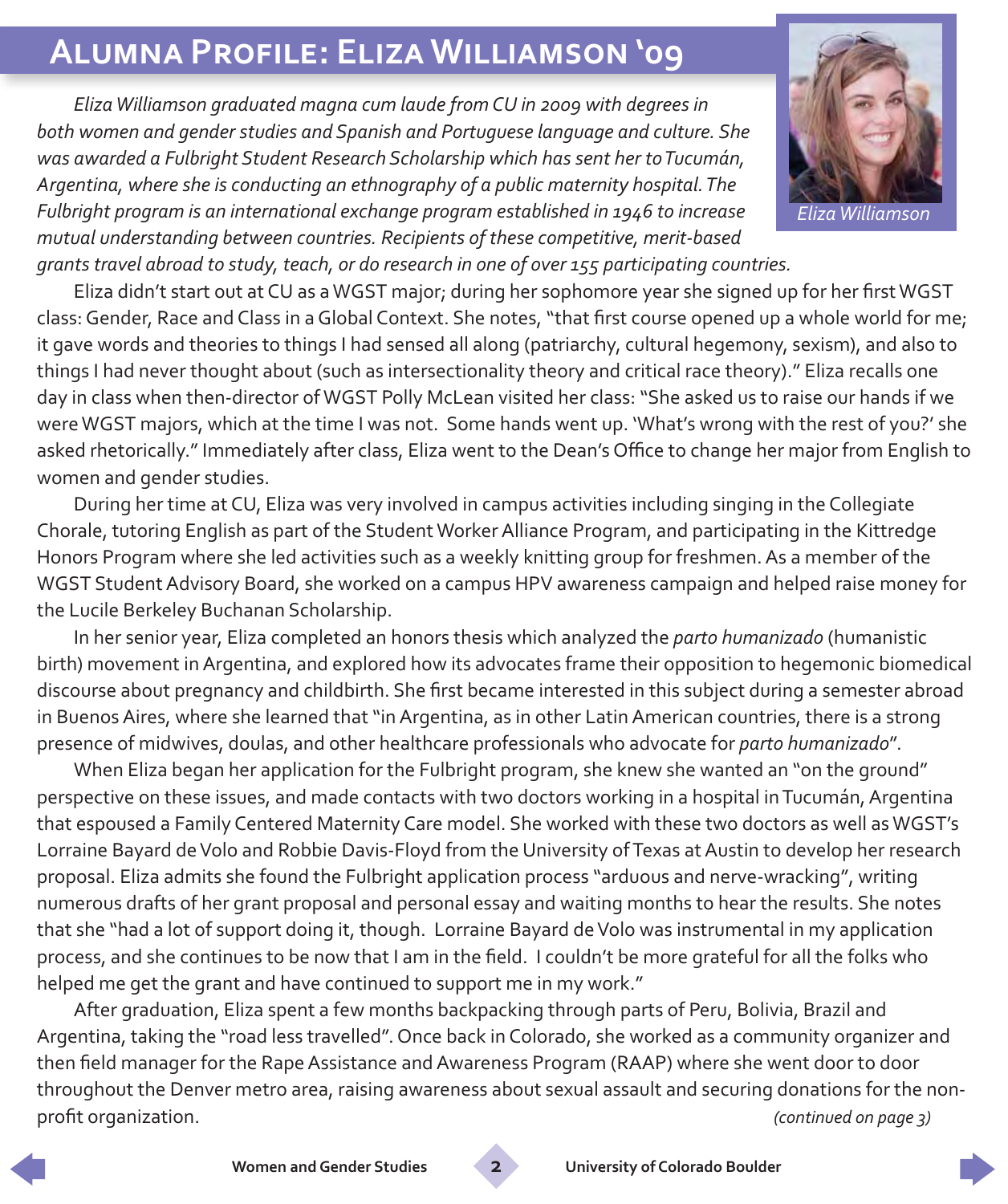# Alumna Profile: Eliza Williamson '09

*Eliza Williamson graduated magna cum laude from CU in 2009 with degrees in both women and gender studies and Spanish and Portuguese language and culture. She was awarded a Fulbright Student Research Scholarship which has sent her to Tucumán, Argentina, where she is conducting an ethnography of a public maternity hospital. The Fulbright program is an international exchange program established in 1946 to increase mutual understanding between countries. Recipients of these competitive, merit-based grants travel abroad to study, teach, or do research in one of over 155 participating countries.*

Eliza Williamson

Eliza didn't start out at CU as a WGST major; during her sophomore year she signed up for her first WGST class: Gender, Race and Class in a Global Context. She notes, "that first course opened up a whole world for me; it gave words and theories to things I had sensed all along (patriarchy, cultural hegemony, sexism), and also to things I had never thought about (such as intersectionality theory and critical race theory)." Eliza recalls one day in class when then-director of WGST Polly McLean visited her class: "She asked us to raise our hands if we were WGST majors, which at the time I was not. Some hands went up. 'What's wrong with the rest of you?' she asked rhetorically." Immediately after class, Eliza went to the Dean's Office to change her major from English to women and gender studies.

During her time at CU, Eliza was very involved in campus activities including singing in the Collegiate Chorale, tutoring English as part of the Student Worker Alliance Program, and participating in the Kittredge Honors Program where she led activities such as a weekly knitting group for freshmen. As a member of the WGST Student Advisory Board, she worked on a campus HPV awareness campaign and helped raise money for the Lucile Berkeley Buchanan Scholarship.

In her senior year, Eliza completed an honors thesis which analyzed the *parto humanizado* (humanistic birth) movement in Argentina, and explored how its advocates frame their opposition to hegemonic biomedical discourse about pregnancy and childbirth. She first became interested in this subject during a semester abroad in Buenos Aires, where she learned that "in Argentina, as in other Latin American countries, there is a strong presence of midwives, doulas, and other healthcare professionals who advocate for *parto humanizado*".

When Eliza began her application for the Fulbright program, she knew she wanted an "on the ground" perspective on these issues, and made contacts with two doctors working in a hospital in Tucumán, Argentina that espoused a Family Centered Maternity Care model. She worked with these two doctors as well as WGST's Lorraine Bayard de Volo and Robbie Davis-Floyd from the University of Texas at Austin to develop her research proposal. Eliza admits she found the Fulbright application process "arduous and nerve-wracking", writing numerous drafts of her grant proposal and personal essay and waiting months to hear the results. She notes that she "had a lot of support doing it, though. Lorraine Bayard de Volo was instrumental in my application process, and she continues to be now that I am in the field. I couldn't be more grateful for all the folks who helped me get the grant and have continued to support me in my work."

After graduation, Eliza spent a few months backpacking through parts of Peru, Bolivia, Brazil and Argentina, taking the "road less travelled". Once back in Colorado, she worked as a community organizer and then field manager for the Rape Assistance and Awareness Program (RAAP) where she went door to door throughout the Denver metro area, raising awareness about sexual assault and securing donations for the non-profit organization.

*(continued on page 3)*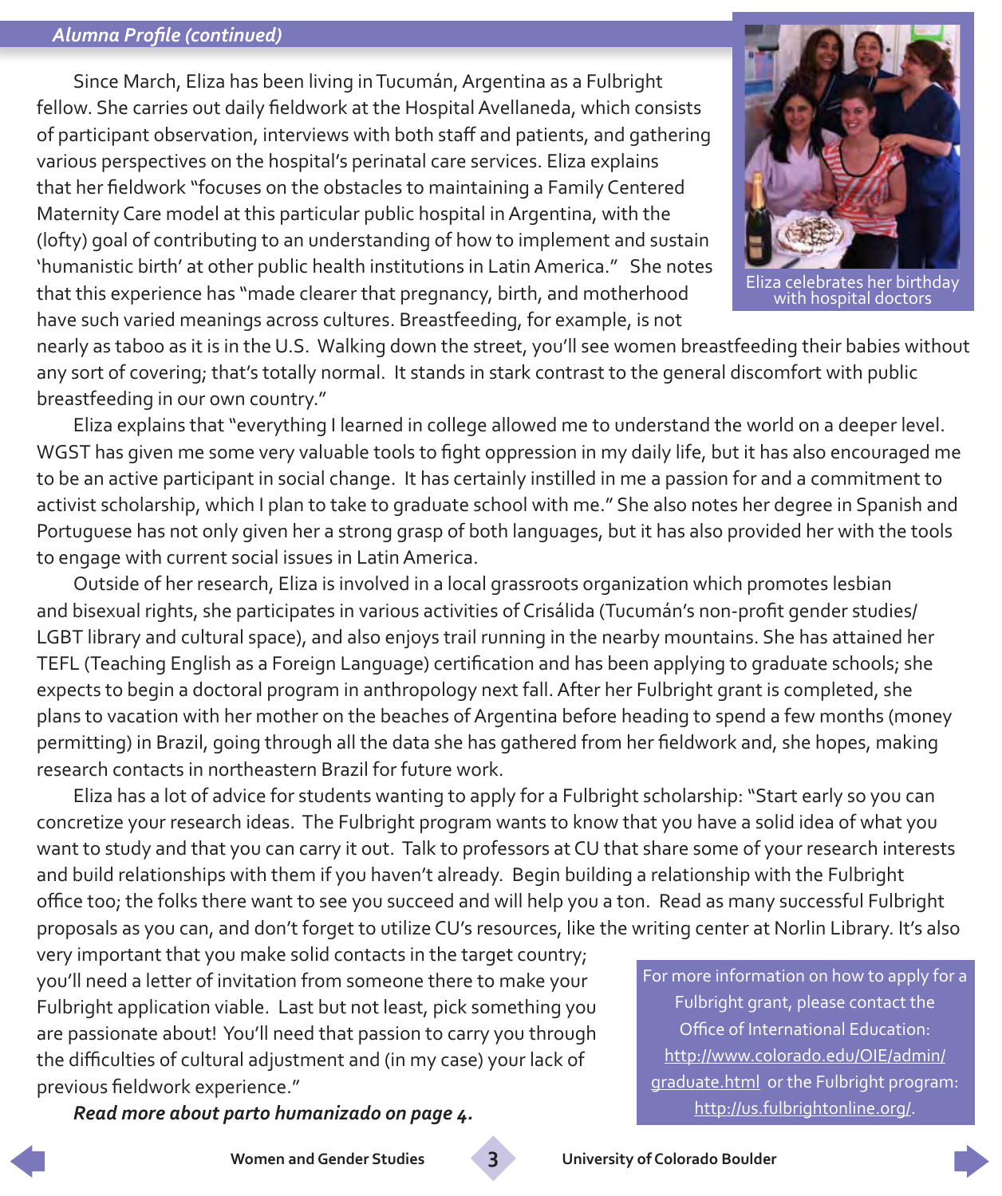## *Alumna Profile (continued)*

Since March, Eliza has been living in Tucumán, Argentina as a Fulbright fellow. She carries out daily fieldwork at the Hospital Avellaneda, which consists of participant observation, interviews with both staff and patients, and gathering various perspectives on the hospital's perinatal care services. Eliza explains that her fieldwork "focuses on the obstacles to maintaining a Family Centered Maternity Care model at this particular public hospital in Argentina, with the (lofty) goal of contributing to an understanding of how to implement and sustain 'humanistic birth' at other public health institutions in Latin America." She notes that this experience has "made clearer that pregnancy, birth, and motherhood have such varied meanings across cultures. Breastfeeding, for example, is not nearly as taboo as it is in the U.S. Walking down the street, you'll see women breastfeeding their babies without any sort of covering; that's totally normal. It stands in stark contrast to the general discomfort with public breastfeeding in our own country."

Eliza celebrates her birthday with hospital doctors

Eliza explains that "everything I learned in college allowed me to understand the world on a deeper level. WGST has given me some very valuable tools to fight oppression in my daily life, but it has also encouraged me to be an active participant in social change. It has certainly instilled in me a passion for and a commitment to activist scholarship, which I plan to take to graduate school with me." She also notes her degree in Spanish and Portuguese has not only given her a strong grasp of both languages, but it has also provided her with the tools to engage with current social issues in Latin America.

Outside of her research, Eliza is involved in a local grassroots organization which promotes lesbian and bisexual rights, she participates in various activities of Crisálida (Tucumán's non-profit gender studies/ LGBT library and cultural space), and also enjoys trail running in the nearby mountains. She has attained her TEFL (Teaching English as a Foreign Language) certification and has been applying to graduate schools; she expects to begin a doctoral program in anthropology next fall. After her Fulbright grant is completed, she plans to vacation with her mother on the beaches of Argentina before heading to spend a few months (money permitting) in Brazil, going through all the data she has gathered from her fieldwork and, she hopes, making research contacts in northeastern Brazil for future work.

Eliza has a lot of advice for students wanting to apply for a Fulbright scholarship: "Start early so you can concretize your research ideas. The Fulbright program wants to know that you have a solid idea of what you want to study and that you can carry it out. Talk to professors at CU that share some of your research interests and build relationships with them if you haven't already. Begin building a relationship with the Fulbright office too; the folks there want to see you succeed and will help you a ton. Read as many successful Fulbright proposals as you can, and don't forget to utilize CU's resources, like the writing center at Norlin Library. It's also very important that you make solid contacts in the target country; you'll need a letter of invitation from someone there to make your Fulbright application viable. Last but not least, pick something you are passionate about! You'll need that passion to carry you through the difficulties of cultural adjustment and (in my case) your lack of previous fieldwork experience."

***Read more about parto humanizado on page 4.***

For more information on how to apply for a Fulbright grant, please contact the Office of International Education: http://www.colorado.edu/OIE/admin/graduate.html or the Fulbright program: http://us.fulbrightonline.org/.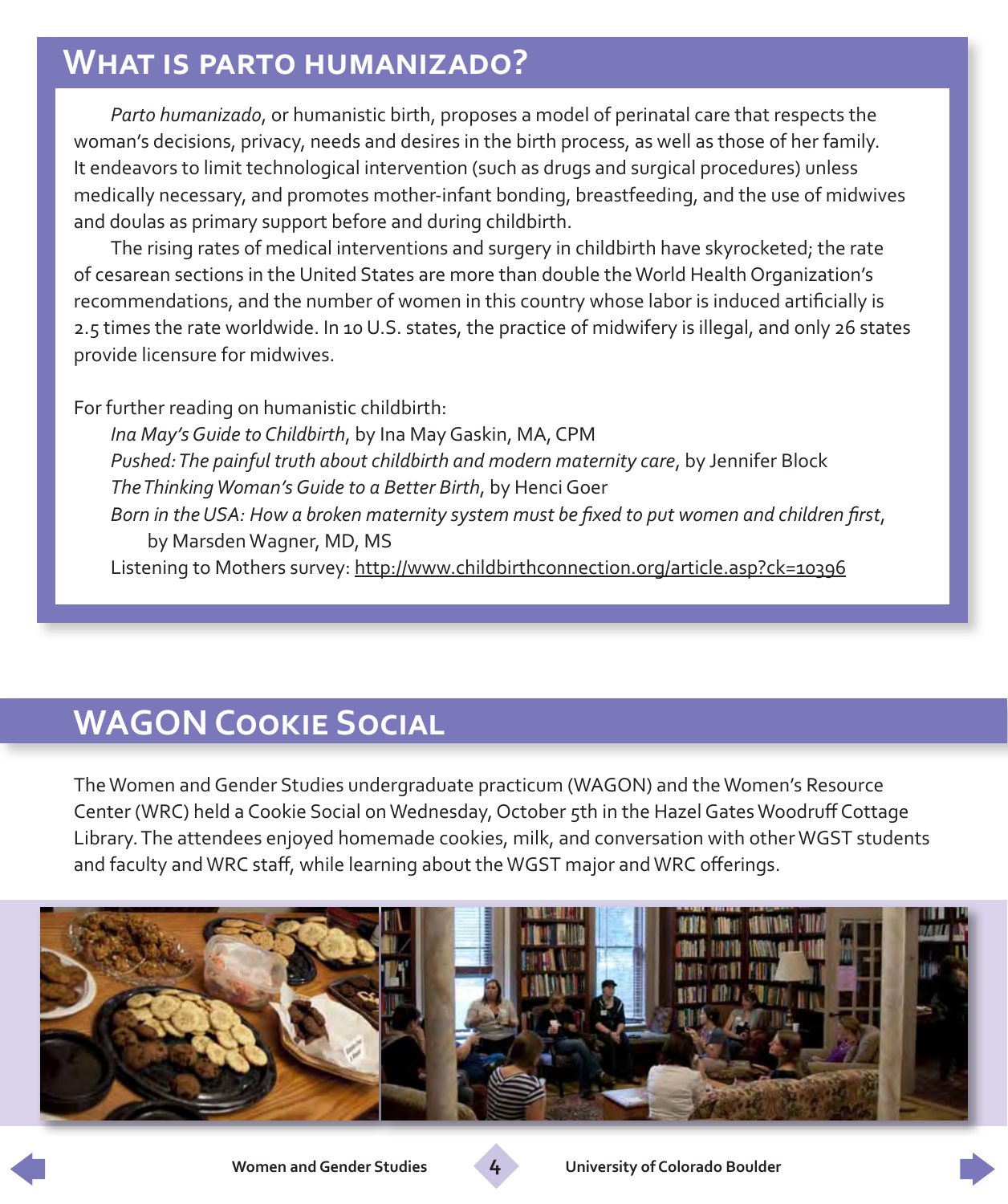## What is parto humanizado?

*Parto humanizado*, or humanistic birth, proposes a model of perinatal care that respects the woman's decisions, privacy, needs and desires in the birth process, as well as those of her family. It endeavors to limit technological intervention (such as drugs and surgical procedures) unless medically necessary, and promotes mother-infant bonding, breastfeeding, and the use of midwives and doulas as primary support before and during childbirth.

The rising rates of medical interventions and surgery in childbirth have skyrocketed; the rate of cesarean sections in the United States are more than double the World Health Organization's recommendations, and the number of women in this country whose labor is induced artificially is 2.5 times the rate worldwide. In 10 U.S. states, the practice of midwifery is illegal, and only 26 states provide licensure for midwives.

For further reading on humanistic childbirth:

- *Ina May's Guide to Childbirth*, by Ina May Gaskin, MA, CPM
- *Pushed: The painful truth about childbirth and modern maternity care*, by Jennifer Block
- *The Thinking Woman's Guide to a Better Birth*, by Henci Goer
- *Born in the USA: How a broken maternity system must be fixed to put women and children first*, by Marsden Wagner, MD, MS
- Listening to Mothers survey: http://www.childbirthconnection.org/article.asp?ck=10396

## WAGON Cookie Social

The Women and Gender Studies undergraduate practicum (WAGON) and the Women's Resource Center (WRC) held a Cookie Social on Wednesday, October 5th in the Hazel Gates Woodruff Cottage Library. The attendees enjoyed homemade cookies, milk, and conversation with other WGST students and faculty and WRC staff, while learning about the WGST major and WRC offerings.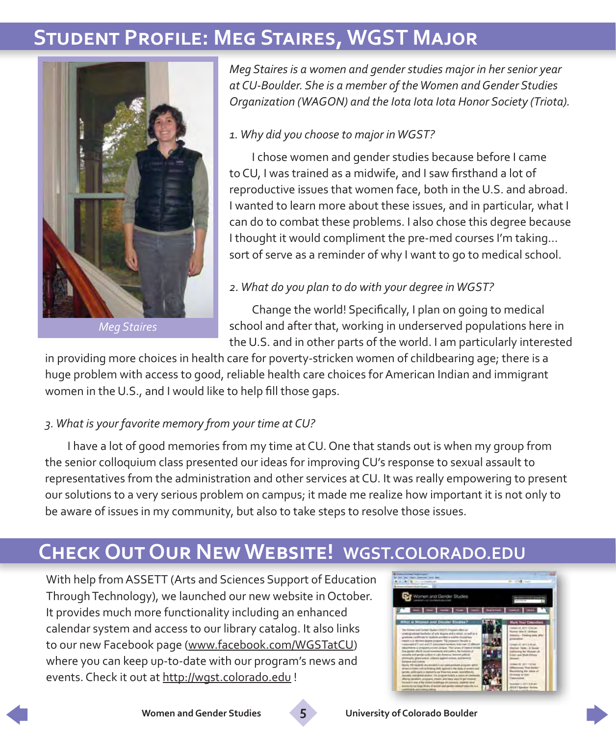## Student Profile: Meg Staires, WGST Major

Meg Staires

*Meg Staires is a women and gender studies major in her senior year at CU-Boulder. She is a member of the Women and Gender Studies Organization (WAGON) and the Iota Iota Iota Honor Society (Triota).*

*1. Why did you choose to major in WGST?*

I chose women and gender studies because before I came to CU, I was trained as a midwife, and I saw firsthand a lot of reproductive issues that women face, both in the U.S. and abroad. I wanted to learn more about these issues, and in particular, what I can do to combat these problems. I also chose this degree because I thought it would compliment the pre-med courses I'm taking... sort of serve as a reminder of why I want to go to medical school.

*2. What do you plan to do with your degree in WGST?*

Change the world! Specifically, I plan on going to medical school and after that, working in underserved populations here in the U.S. and in other parts of the world. I am particularly interested in providing more choices in health care for poverty-stricken women of childbearing age; there is a huge problem with access to good, reliable health care choices for American Indian and immigrant women in the U.S., and I would like to help fill those gaps.

*3. What is your favorite memory from your time at CU?*

I have a lot of good memories from my time at CU. One that stands out is when my group from the senior colloquium class presented our ideas for improving CU's response to sexual assault to representatives from the administration and other services at CU. It was really empowering to present our solutions to a very serious problem on campus; it made me realize how important it is not only to be aware of issues in my community, but also to take steps to resolve those issues.

## Check Out Our New Website! WGST.COLORADO.EDU

With help from ASSETT (Arts and Sciences Support of Education Through Technology), we launched our new website in October. It provides much more functionality including an enhanced calendar system and access to our library catalog. It also links to our new Facebook page (www.facebook.com/WGSTatCU) where you can keep up-to-date with our program's news and events. Check it out at http://wgst.colorado.edu !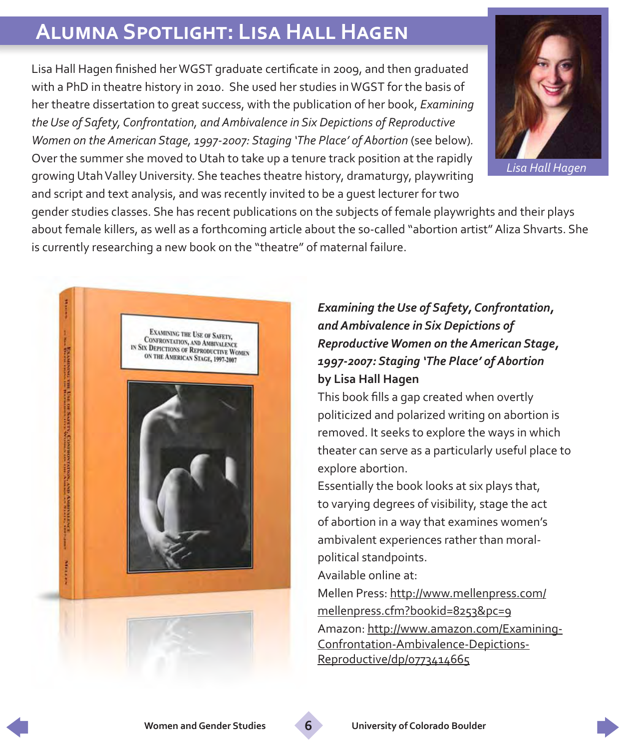# Alumna Spotlight: Lisa Hall Hagen

Lisa Hall Hagen finished her WGST graduate certificate in 2009, and then graduated with a PhD in theatre history in 2010. She used her studies in WGST for the basis of her theatre dissertation to great success, with the publication of her book, *Examining the Use of Safety, Confrontation, and Ambivalence in Six Depictions of Reproductive Women on the American Stage, 1997-2007: Staging 'The Place' of Abortion* (see below). Over the summer she moved to Utah to take up a tenure track position at the rapidly growing Utah Valley University. She teaches theatre history, dramaturgy, playwriting and script and text analysis, and was recently invited to be a guest lecturer for two gender studies classes. She has recent publications on the subjects of female playwrights and their plays about female killers, as well as a forthcoming article about the so-called "abortion artist" Aliza Shvarts. She is currently researching a new book on the "theatre" of maternal failure.

*Lisa Hall Hagen*

***Examining the Use of Safety, Confrontation, and Ambivalence in Six Depictions of Reproductive Women on the American Stage, 1997-2007: Staging 'The Place' of Abortion***
**by Lisa Hall Hagen**

This book fills a gap created when overtly politicized and polarized writing on abortion is removed. It seeks to explore the ways in which theater can serve as a particularly useful place to explore abortion.

Essentially the book looks at six plays that, to varying degrees of visibility, stage the act of abortion in a way that examines women's ambivalent experiences rather than moral-political standpoints.

Available online at:

Mellen Press: http://www.mellenpress.com/mellenpress.cfm?bookid=8253&pc=9

Amazon: http://www.amazon.com/Examining-Confrontation-Ambivalence-Depictions-Reproductive/dp/0773414665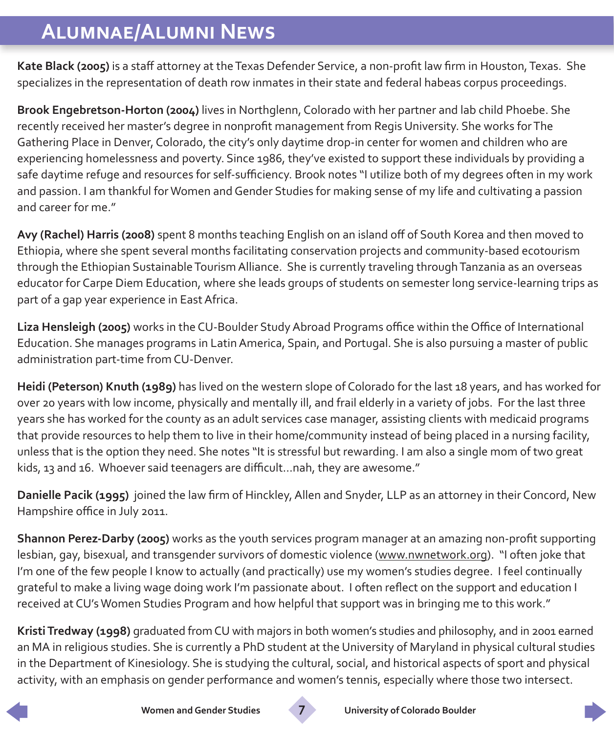# Alumnae/Alumni News

**Kate Black (2005)** is a staff attorney at the Texas Defender Service, a non-profit law firm in Houston, Texas. She specializes in the representation of death row inmates in their state and federal habeas corpus proceedings.

**Brook Engebretson-Horton (2004)** lives in Northglenn, Colorado with her partner and lab child Phoebe. She recently received her master's degree in nonprofit management from Regis University. She works for The Gathering Place in Denver, Colorado, the city's only daytime drop-in center for women and children who are experiencing homelessness and poverty. Since 1986, they've existed to support these individuals by providing a safe daytime refuge and resources for self-sufficiency. Brook notes "I utilize both of my degrees often in my work and passion. I am thankful for Women and Gender Studies for making sense of my life and cultivating a passion and career for me."

**Avy (Rachel) Harris (2008)** spent 8 months teaching English on an island off of South Korea and then moved to Ethiopia, where she spent several months facilitating conservation projects and community-based ecotourism through the Ethiopian Sustainable Tourism Alliance. She is currently traveling through Tanzania as an overseas educator for Carpe Diem Education, where she leads groups of students on semester long service-learning trips as part of a gap year experience in East Africa.

**Liza Hensleigh (2005)** works in the CU-Boulder Study Abroad Programs office within the Office of International Education. She manages programs in Latin America, Spain, and Portugal. She is also pursuing a master of public administration part-time from CU-Denver.

**Heidi (Peterson) Knuth (1989)** has lived on the western slope of Colorado for the last 18 years, and has worked for over 20 years with low income, physically and mentally ill, and frail elderly in a variety of jobs. For the last three years she has worked for the county as an adult services case manager, assisting clients with medicaid programs that provide resources to help them to live in their home/community instead of being placed in a nursing facility, unless that is the option they need. She notes "It is stressful but rewarding. I am also a single mom of two great kids, 13 and 16. Whoever said teenagers are difficult...nah, they are awesome."

**Danielle Pacik (1995)** joined the law firm of Hinckley, Allen and Snyder, LLP as an attorney in their Concord, New Hampshire office in July 2011.

**Shannon Perez-Darby (2005)** works as the youth services program manager at an amazing non-profit supporting lesbian, gay, bisexual, and transgender survivors of domestic violence (www.nwnetwork.org). "I often joke that I'm one of the few people I know to actually (and practically) use my women's studies degree. I feel continually grateful to make a living wage doing work I'm passionate about. I often reflect on the support and education I received at CU's Women Studies Program and how helpful that support was in bringing me to this work."

**Kristi Tredway (1998)** graduated from CU with majors in both women's studies and philosophy, and in 2001 earned an MA in religious studies. She is currently a PhD student at the University of Maryland in physical cultural studies in the Department of Kinesiology. She is studying the cultural, social, and historical aspects of sport and physical activity, with an emphasis on gender performance and women's tennis, especially where those two intersect.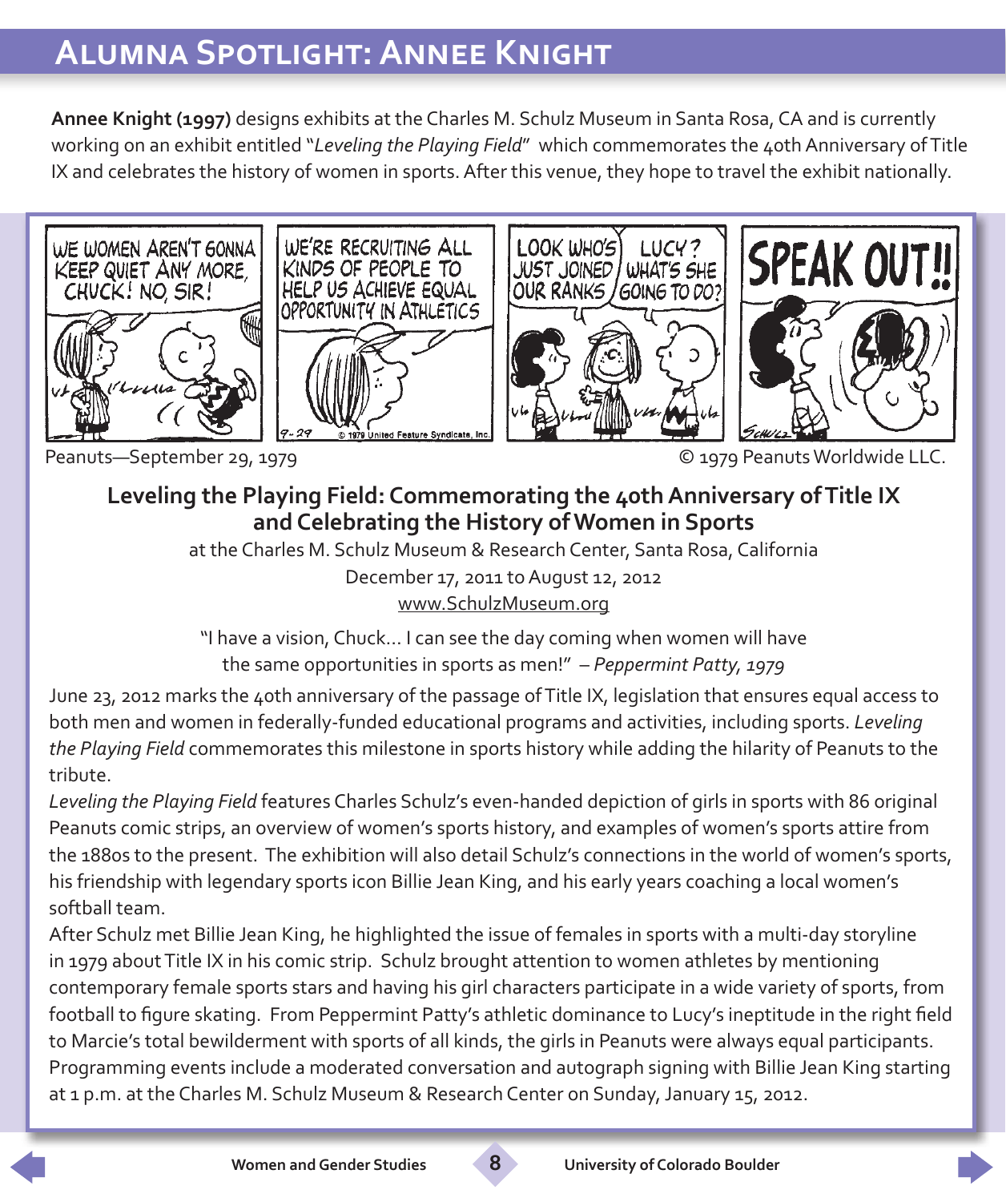# Alumna Spotlight: Annee Knight

**Annee Knight (1997)** designs exhibits at the Charles M. Schulz Museum in Santa Rosa, CA and is currently working on an exhibit entitled "*Leveling the Playing Field*" which commemorates the 40th Anniversary of Title IX and celebrates the history of women in sports. After this venue, they hope to travel the exhibit nationally.

Peanuts—September 29, 1979 © 1979 Peanuts Worldwide LLC.

## Leveling the Playing Field: Commemorating the 40th Anniversary of Title IX and Celebrating the History of Women in Sports

at the Charles M. Schulz Museum & Research Center, Santa Rosa, California

December 17, 2011 to August 12, 2012

www.SchulzMuseum.org

"I have a vision, Chuck... I can see the day coming when women will have the same opportunities in sports as men!" – *Peppermint Patty, 1979*

June 23, 2012 marks the 40th anniversary of the passage of Title IX, legislation that ensures equal access to both men and women in federally-funded educational programs and activities, including sports. *Leveling the Playing Field* commemorates this milestone in sports history while adding the hilarity of Peanuts to the tribute.

*Leveling the Playing Field* features Charles Schulz's even-handed depiction of girls in sports with 86 original Peanuts comic strips, an overview of women's sports history, and examples of women's sports attire from the 1880s to the present. The exhibition will also detail Schulz's connections in the world of women's sports, his friendship with legendary sports icon Billie Jean King, and his early years coaching a local women's softball team.

After Schulz met Billie Jean King, he highlighted the issue of females in sports with a multi-day storyline in 1979 about Title IX in his comic strip. Schulz brought attention to women athletes by mentioning contemporary female sports stars and having his girl characters participate in a wide variety of sports, from football to figure skating. From Peppermint Patty's athletic dominance to Lucy's ineptitude in the right field to Marcie's total bewilderment with sports of all kinds, the girls in Peanuts were always equal participants.

Programming events include a moderated conversation and autograph signing with Billie Jean King starting at 1 p.m. at the Charles M. Schulz Museum & Research Center on Sunday, January 15, 2012.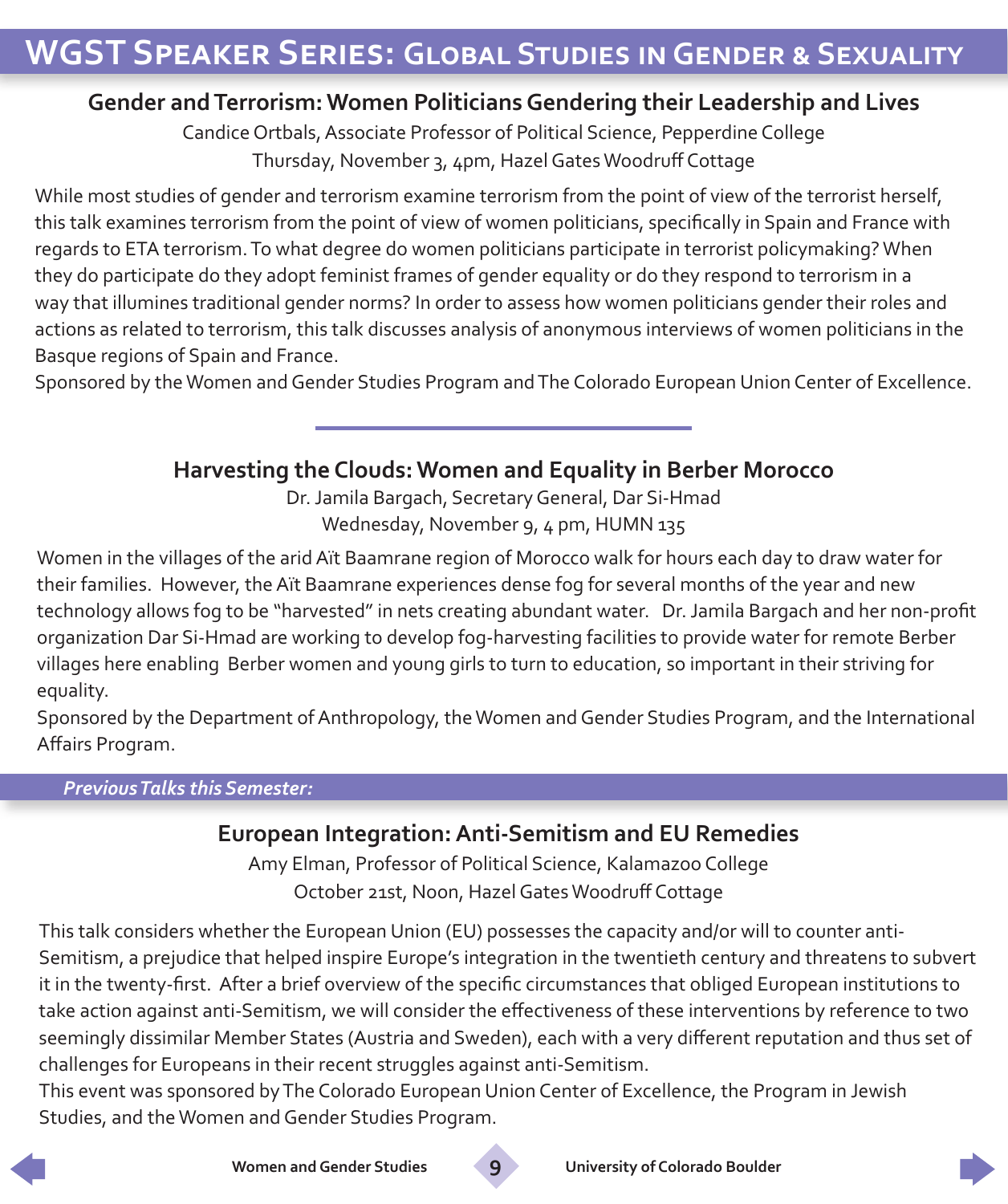# WGST Speaker Series: Global Studies in Gender & Sexuality

## Gender and Terrorism: Women Politicians Gendering their Leadership and Lives

Candice Ortbals, Associate Professor of Political Science, Pepperdine College

Thursday, November 3, 4pm, Hazel Gates Woodruff Cottage

While most studies of gender and terrorism examine terrorism from the point of view of the terrorist herself, this talk examines terrorism from the point of view of women politicians, specifically in Spain and France with regards to ETA terrorism. To what degree do women politicians participate in terrorist policymaking? When they do participate do they adopt feminist frames of gender equality or do they respond to terrorism in a way that illumines traditional gender norms? In order to assess how women politicians gender their roles and actions as related to terrorism, this talk discusses analysis of anonymous interviews of women politicians in the Basque regions of Spain and France.

Sponsored by the Women and Gender Studies Program and The Colorado European Union Center of Excellence.

---

## Harvesting the Clouds: Women and Equality in Berber Morocco

Dr. Jamila Bargach, Secretary General, Dar Si-Hmad

Wednesday, November 9, 4 pm, HUMN 135

Women in the villages of the arid Aït Baamrane region of Morocco walk for hours each day to draw water for their families. However, the Aït Baamrane experiences dense fog for several months of the year and new technology allows fog to be "harvested" in nets creating abundant water. Dr. Jamila Bargach and her non-profit organization Dar Si-Hmad are working to develop fog-harvesting facilities to provide water for remote Berber villages here enabling Berber women and young girls to turn to education, so important in their striving for equality.

Sponsored by the Department of Anthropology, the Women and Gender Studies Program, and the International Affairs Program.

***Previous Talks this Semester:***

## European Integration: Anti-Semitism and EU Remedies

Amy Elman, Professor of Political Science, Kalamazoo College

October 21st, Noon, Hazel Gates Woodruff Cottage

This talk considers whether the European Union (EU) possesses the capacity and/or will to counter anti-Semitism, a prejudice that helped inspire Europe's integration in the twentieth century and threatens to subvert it in the twenty-first. After a brief overview of the specific circumstances that obliged European institutions to take action against anti-Semitism, we will consider the effectiveness of these interventions by reference to two seemingly dissimilar Member States (Austria and Sweden), each with a very different reputation and thus set of challenges for Europeans in their recent struggles against anti-Semitism.

This event was sponsored by The Colorado European Union Center of Excellence, the Program in Jewish Studies, and the Women and Gender Studies Program.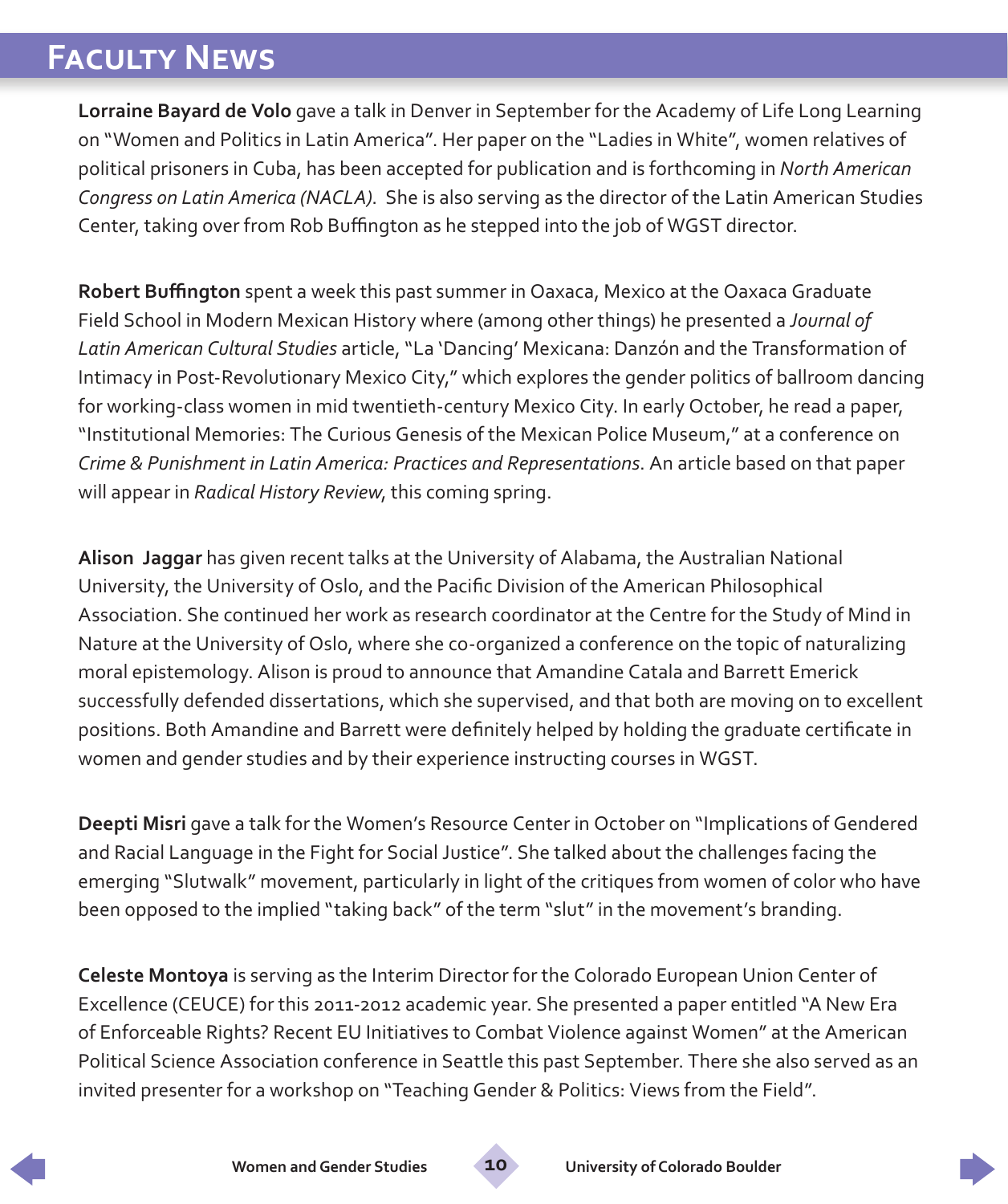# Faculty News

**Lorraine Bayard de Volo** gave a talk in Denver in September for the Academy of Life Long Learning on "Women and Politics in Latin America". Her paper on the "Ladies in White", women relatives of political prisoners in Cuba, has been accepted for publication and is forthcoming in *North American Congress on Latin America (NACLA).* She is also serving as the director of the Latin American Studies Center, taking over from Rob Buffington as he stepped into the job of WGST director.

**Robert Buffington** spent a week this past summer in Oaxaca, Mexico at the Oaxaca Graduate Field School in Modern Mexican History where (among other things) he presented a *Journal of Latin American Cultural Studies* article, "La 'Dancing' Mexicana: Danzón and the Transformation of Intimacy in Post-Revolutionary Mexico City," which explores the gender politics of ballroom dancing for working-class women in mid twentieth-century Mexico City. In early October, he read a paper, "Institutional Memories: The Curious Genesis of the Mexican Police Museum," at a conference on *Crime & Punishment in Latin America: Practices and Representations*. An article based on that paper will appear in *Radical History Review*, this coming spring.

**Alison Jaggar** has given recent talks at the University of Alabama, the Australian National University, the University of Oslo, and the Pacific Division of the American Philosophical Association. She continued her work as research coordinator at the Centre for the Study of Mind in Nature at the University of Oslo, where she co-organized a conference on the topic of naturalizing moral epistemology. Alison is proud to announce that Amandine Catala and Barrett Emerick successfully defended dissertations, which she supervised, and that both are moving on to excellent positions. Both Amandine and Barrett were definitely helped by holding the graduate certificate in women and gender studies and by their experience instructing courses in WGST.

**Deepti Misri** gave a talk for the Women's Resource Center in October on "Implications of Gendered and Racial Language in the Fight for Social Justice". She talked about the challenges facing the emerging "Slutwalk" movement, particularly in light of the critiques from women of color who have been opposed to the implied "taking back" of the term "slut" in the movement's branding.

**Celeste Montoya** is serving as the Interim Director for the Colorado European Union Center of Excellence (CEUCE) for this 2011-2012 academic year. She presented a paper entitled "A New Era of Enforceable Rights? Recent EU Initiatives to Combat Violence against Women" at the American Political Science Association conference in Seattle this past September. There she also served as an invited presenter for a workshop on "Teaching Gender & Politics: Views from the Field".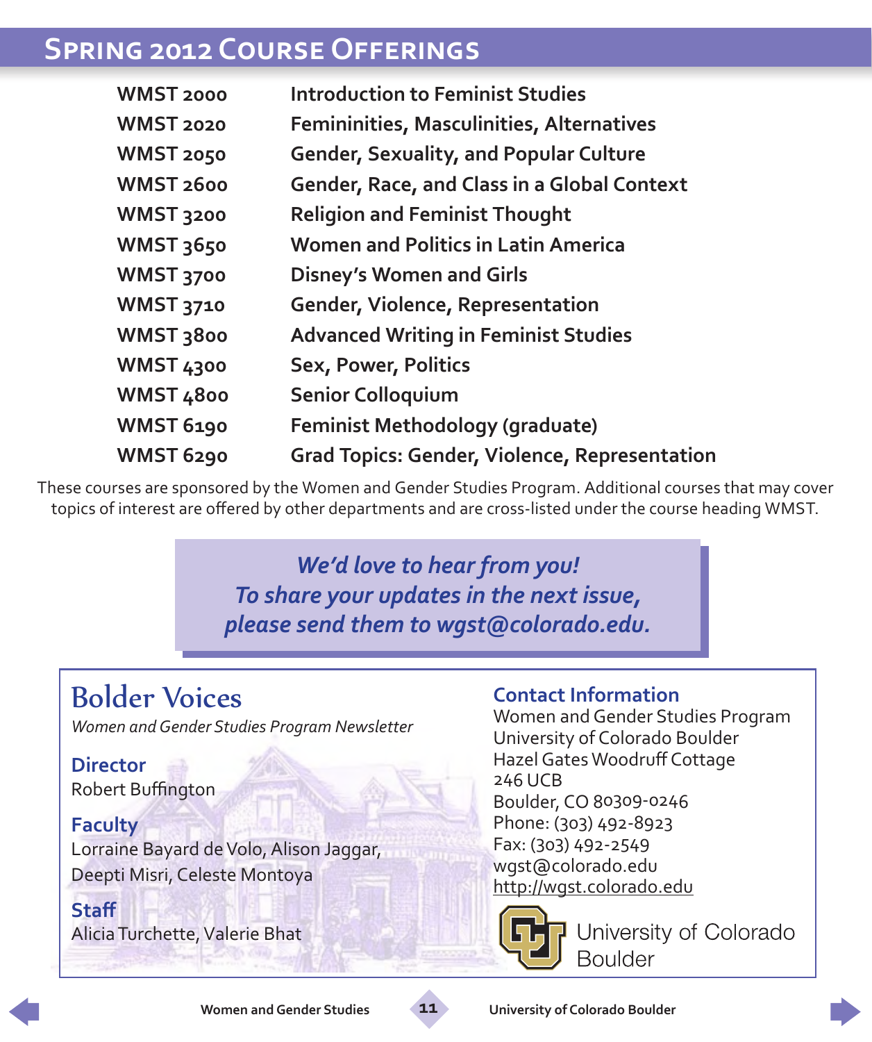# Spring 2012 Course Offerings

| | |
|---|---|
| WMST 2000 | Introduction to Feminist Studies |
| WMST 2020 | Femininities, Masculinities, Alternatives |
| WMST 2050 | Gender, Sexuality, and Popular Culture |
| WMST 2600 | Gender, Race, and Class in a Global Context |
| WMST 3200 | Religion and Feminist Thought |
| WMST 3650 | Women and Politics in Latin America |
| WMST 3700 | Disney's Women and Girls |
| WMST 3710 | Gender, Violence, Representation |
| WMST 3800 | Advanced Writing in Feminist Studies |
| WMST 4300 | Sex, Power, Politics |
| WMST 4800 | Senior Colloquium |
| WMST 6190 | Feminist Methodology (graduate) |
| WMST 6290 | Grad Topics: Gender, Violence, Representation |

These courses are sponsored by the Women and Gender Studies Program. Additional courses that may cover topics of interest are offered by other departments and are cross-listed under the course heading WMST.

***We'd love to hear from you!***
***To share your updates in the next issue, please send them to wgst@colorado.edu.***

## Bolder Voices

*Women and Gender Studies Program Newsletter*

**Director**
Robert Buffington

**Faculty**
Lorraine Bayard de Volo, Alison Jaggar, Deepti Misri, Celeste Montoya

**Staff**
Alicia Turchette, Valerie Bhat

**Contact Information**
Women and Gender Studies Program
University of Colorado Boulder
Hazel Gates Woodruff Cottage
246 UCB
Boulder, CO 80309-0246
Phone: (303) 492-8923
Fax: (303) 492-2549
wgst@colorado.edu
http://wgst.colorado.edu

University of Colorado Boulder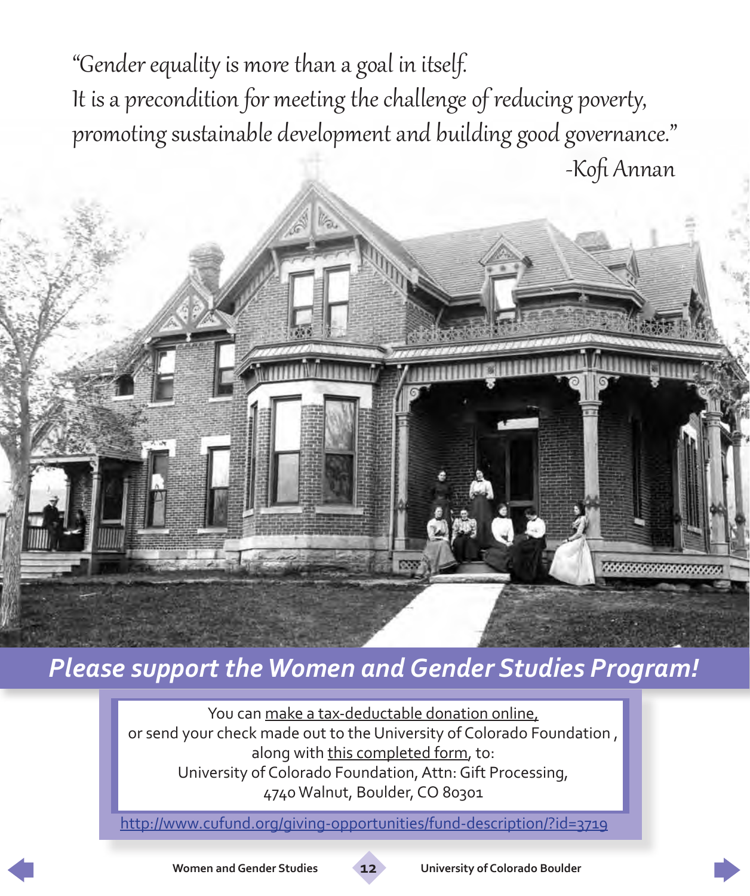*"Gender equality is more than a goal in itself.*
*It is a precondition for meeting the challenge of reducing poverty, promoting sustainable development and building good governance."*

*-Kofi Annan*

## *Please support the Women and Gender Studies Program!*

You can make a tax-deductable donation online,
or send your check made out to the University of Colorado Foundation ,
along with this completed form, to:
University of Colorado Foundation, Attn: Gift Processing,
4740 Walnut, Boulder, CO 80301

http://www.cufund.org/giving-opportunities/fund-description/?id=3719